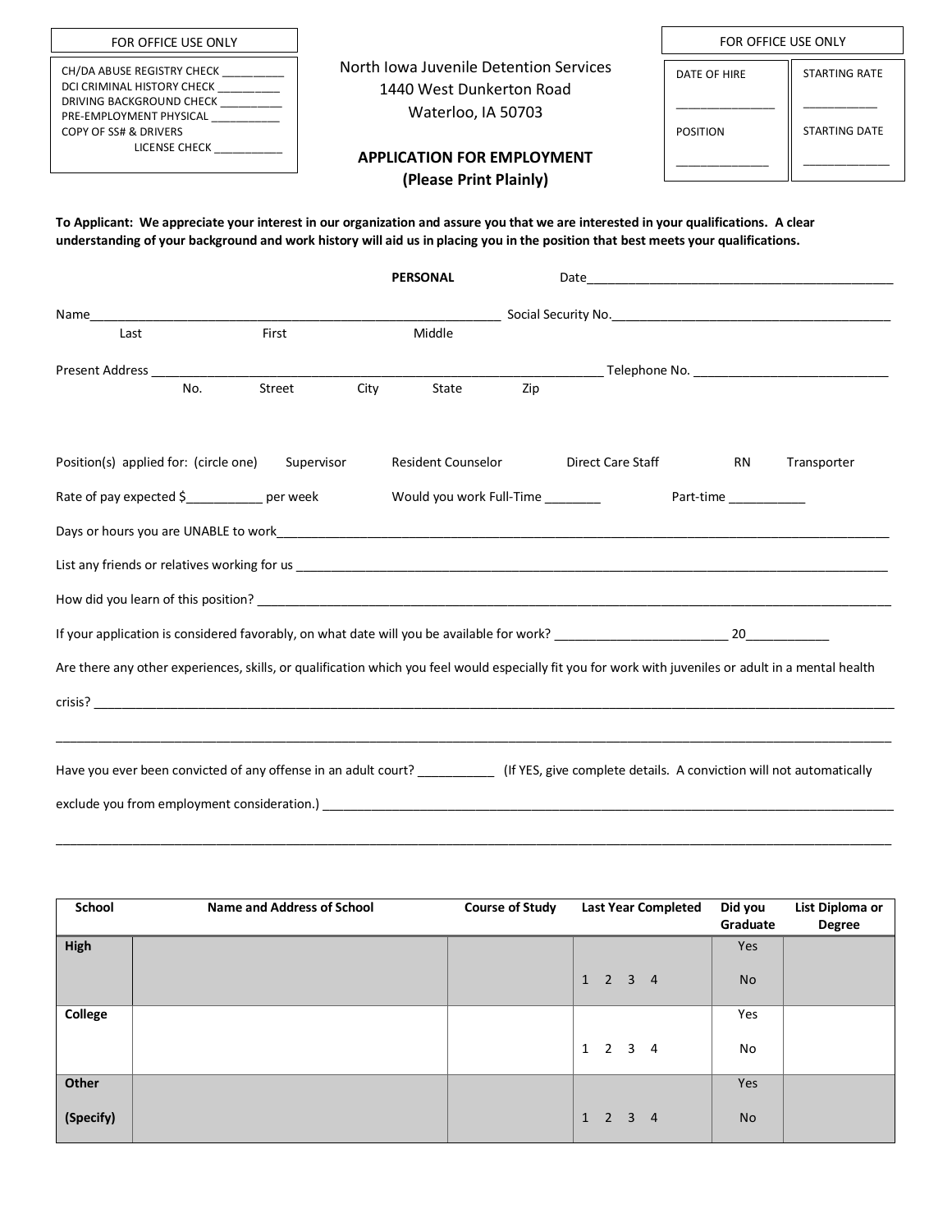FOR OFFICE USE ONLY

CH/DA ABUSE REGISTRY CHECK __________
DCI CRIMINAL HISTORY CHECK __________
DRIVING BACKGROUND CHECK __________
PRE-EMPLOYMENT PHYSICAL __________
COPY OF SS# & DRIVERS LICENSE CHECK __________

North Iowa Juvenile Detention Services
1440 West Dunkerton Road
Waterloo, IA 50703

FOR OFFICE USE ONLY

| DATE OF HIRE | STARTING RATE |
|---|---|
| _____________ | ___________ |
| POSITION | STARTING DATE |
| _____________ | _____________ |

## APPLICATION FOR EMPLOYMENT
**(Please Print Plainly)**

**To Applicant: We appreciate your interest in our organization and assure you that we are interested in your qualifications. A clear understanding of your background and work history will aid us in placing you in the position that best meets your qualifications.**

**PERSONAL** Date_____________________________________________

Name_________________________________________________________ Social Security No._________________________________________
Last First Middle

Present Address ______________________________________________________________ Telephone No. ____________________________
No. Street City State Zip

Position(s) applied for: (circle one) Supervisor Resident Counselor Direct Care Staff RN Transporter

Rate of pay expected $__________ per week Would you work Full-Time ________ Part-time __________

Days or hours you are UNABLE to work_______________________________________________________________________________

List any friends or relatives working for us ____________________________________________________________________________

How did you learn of this position? __________________________________________________________________________________

If your application is considered favorably, on what date will you be available for work? ________________________ 20___________

Are there any other experiences, skills, or qualification which you feel would especially fit you for work with juveniles or adult in a mental health crisis? ______________________________________________________________________________________________________

________________________________________________________________________________________________________________

Have you ever been convicted of any offense in an adult court? __________ (If YES, give complete details. A conviction will not automatically exclude you from employment consideration.) ______________________________________________________________________________

________________________________________________________________________________________________________________

| School | Name and Address of School | Course of Study | Last Year Completed | Did you Graduate | List Diploma or Degree |
|---|---|---|---|---|---|
| **High** | | | 1 2 3 4 | Yes No | |
| **College** | | | 1 2 3 4 | Yes No | |
| **Other (Specify)** | | | 1 2 3 4 | Yes No | |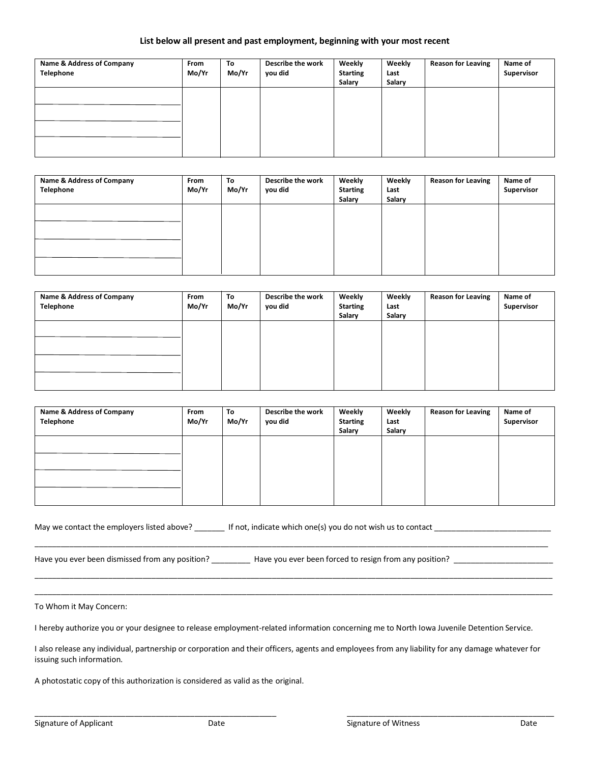**List below all present and past employment, beginning with your most recent**

| Name & Address of Company Telephone | From Mo/Yr | To Mo/Yr | Describe the work you did | Weekly Starting Salary | Weekly Last Salary | Reason for Leaving | Name of Supervisor |
|---|---|---|---|---|---|---|---|
| | | | | | | | |

| Name & Address of Company Telephone | From Mo/Yr | To Mo/Yr | Describe the work you did | Weekly Starting Salary | Weekly Last Salary | Reason for Leaving | Name of Supervisor |
|---|---|---|---|---|---|---|---|
| | | | | | | | |

| Name & Address of Company Telephone | From Mo/Yr | To Mo/Yr | Describe the work you did | Weekly Starting Salary | Weekly Last Salary | Reason for Leaving | Name of Supervisor |
|---|---|---|---|---|---|---|---|
| | | | | | | | |

| Name & Address of Company Telephone | From Mo/Yr | To Mo/Yr | Describe the work you did | Weekly Starting Salary | Weekly Last Salary | Reason for Leaving | Name of Supervisor |
|---|---|---|---|---|---|---|---|
| | | | | | | | |

May we contact the employers listed above? _______ If not, indicate which one(s) you do not wish us to contact ___________________________

_____________________________________________________________________________________________________________

Have you ever been dismissed from any position? _________ Have you ever been forced to resign from any position? ______________________

_____________________________________________________________________________________________________________

_____________________________________________________________________________________________________________

To Whom it May Concern:

I hereby authorize you or your designee to release employment-related information concerning me to North Iowa Juvenile Detention Service.

I also release any individual, partnership or corporation and their officers, agents and employees from any liability for any damage whatever for issuing such information.

A photostatic copy of this authorization is considered as valid as the original.

_________________________________________________________ _________________________________________________

Signature of Applicant Date Signature of Witness Date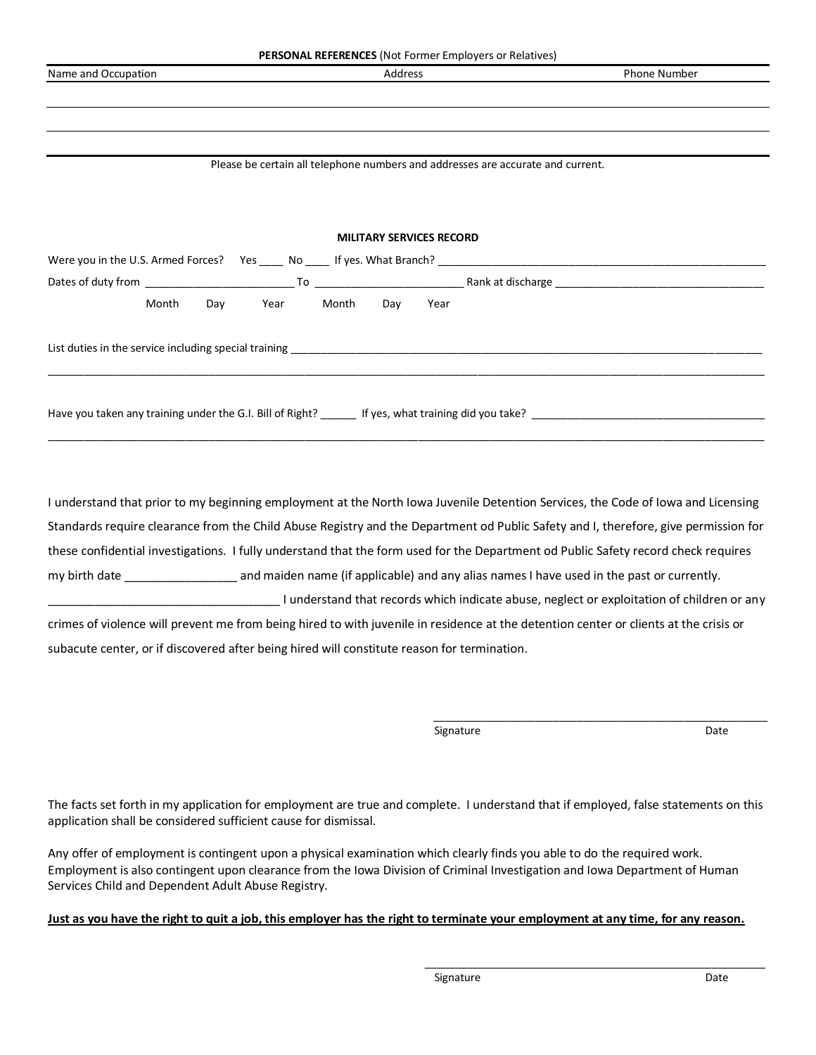**PERSONAL REFERENCES** (Not Former Employers or Relatives)

| Name and Occupation | Address | Phone Number |
| --- | --- | --- |
| | | |
| | | |
| | | |

Please be certain all telephone numbers and addresses are accurate and current.

**MILITARY SERVICES RECORD**

Were you in the U.S. Armed Forces? Yes ____ No ____ If yes. What Branch? ________________________________________________________

Dates of duty from ________________________ To ________________________ Rank at discharge ___________________________________

Month Day Year Month Day Year

List duties in the service including special training ________________________________________________________________________________

______________________________________________________________________________________________________________________

Have you taken any training under the G.I. Bill of Right? ______ If yes, what training did you take? _______________________________________

______________________________________________________________________________________________________________________

I understand that prior to my beginning employment at the North Iowa Juvenile Detention Services, the Code of Iowa and Licensing Standards require clearance from the Child Abuse Registry and the Department od Public Safety and I, therefore, give permission for these confidential investigations. I fully understand that the form used for the Department od Public Safety record check requires my birth date _________________ and maiden name (if applicable) and any alias names I have used in the past or currently. ___________________________________ I understand that records which indicate abuse, neglect or exploitation of children or any crimes of violence will prevent me from being hired to with juvenile in residence at the detention center or clients at the crisis or subacute center, or if discovered after being hired will constitute reason for termination.

_______________________________________________________

Signature Date

The facts set forth in my application for employment are true and complete. I understand that if employed, false statements on this application shall be considered sufficient cause for dismissal.

Any offer of employment is contingent upon a physical examination which clearly finds you able to do the required work. Employment is also contingent upon clearance from the Iowa Division of Criminal Investigation and Iowa Department of Human Services Child and Dependent Adult Abuse Registry.

**<u>Just as you have the right to quit a job, this employer has the right to terminate your employment at any time, for any reason.</u>**

_______________________________________________________

Signature Date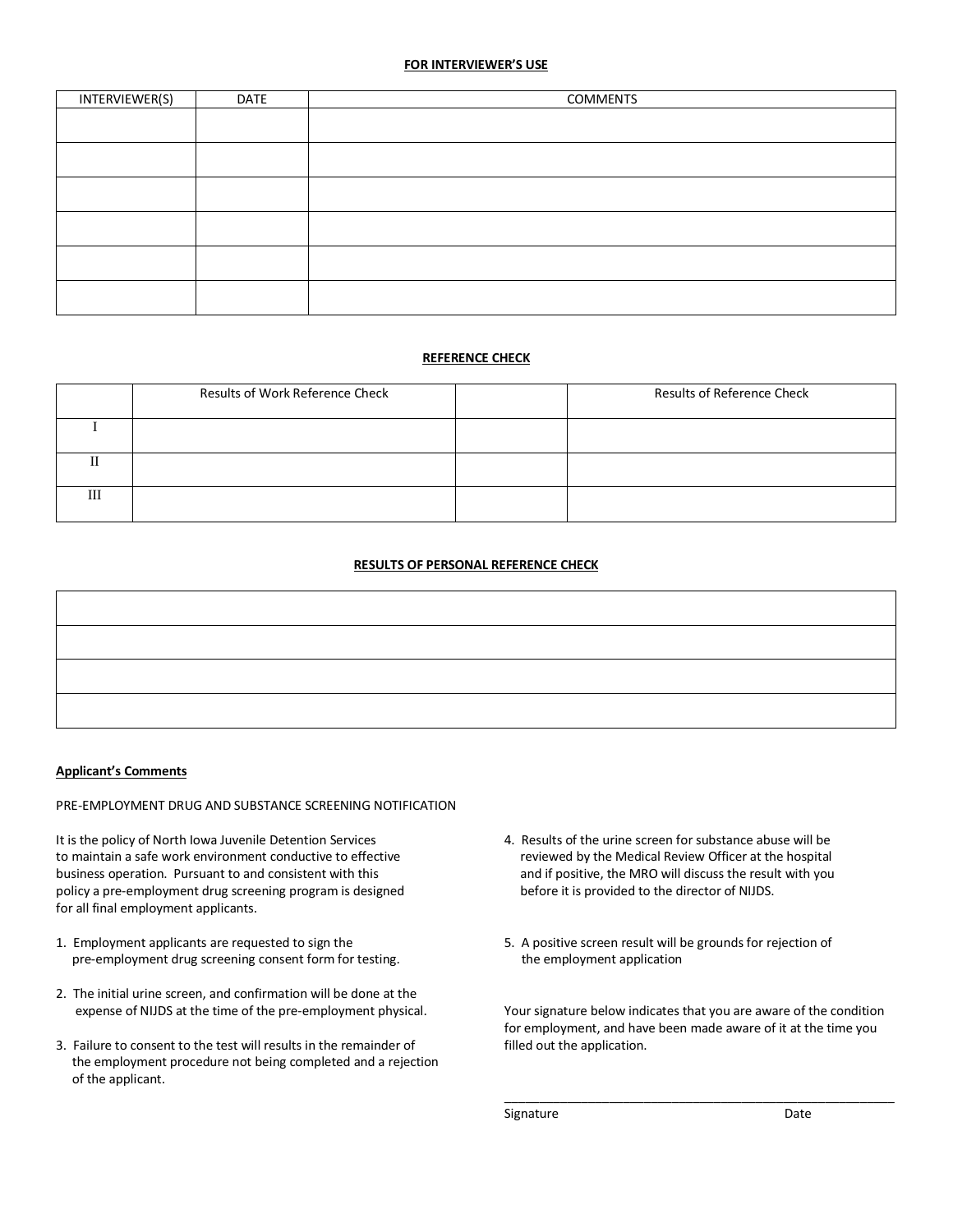**FOR INTERVIEWER'S USE**

| INTERVIEWER(S) | DATE | COMMENTS |
|---|---|---|
| | | |
| | | |
| | | |
| | | |
| | | |
| | | |

**REFERENCE CHECK**

| | Results of Work Reference Check | | Results of Reference Check |
|---|---|---|---|
| I | | | |
| II | | | |
| III | | | |

**RESULTS OF PERSONAL REFERENCE CHECK**

| |
|---|
| |
| |
| |
| |

**Applicant's Comments**

PRE-EMPLOYMENT DRUG AND SUBSTANCE SCREENING NOTIFICATION

It is the policy of North Iowa Juvenile Detention Services to maintain a safe work environment conductive to effective business operation. Pursuant to and consistent with this policy a pre-employment drug screening program is designed for all final employment applicants.

1. Employment applicants are requested to sign the pre-employment drug screening consent form for testing.
2. The initial urine screen, and confirmation will be done at the expense of NIJDS at the time of the pre-employment physical.
3. Failure to consent to the test will results in the remainder of the employment procedure not being completed and a rejection of the applicant.
4. Results of the urine screen for substance abuse will be reviewed by the Medical Review Officer at the hospital and if positive, the MRO will discuss the result with you before it is provided to the director of NIJDS.
5. A positive screen result will be grounds for rejection of the employment application

Your signature below indicates that you are aware of the condition for employment, and have been made aware of it at the time you filled out the application.

\_\_\_\_\_\_\_\_\_\_\_\_\_\_\_\_\_\_\_\_\_\_\_\_\_\_\_\_\_\_\_\_\_\_\_\_\_\_\_\_\_\_\_\_\_\_\_\_\_\_\_\_\_\_\_\_

Signature Date